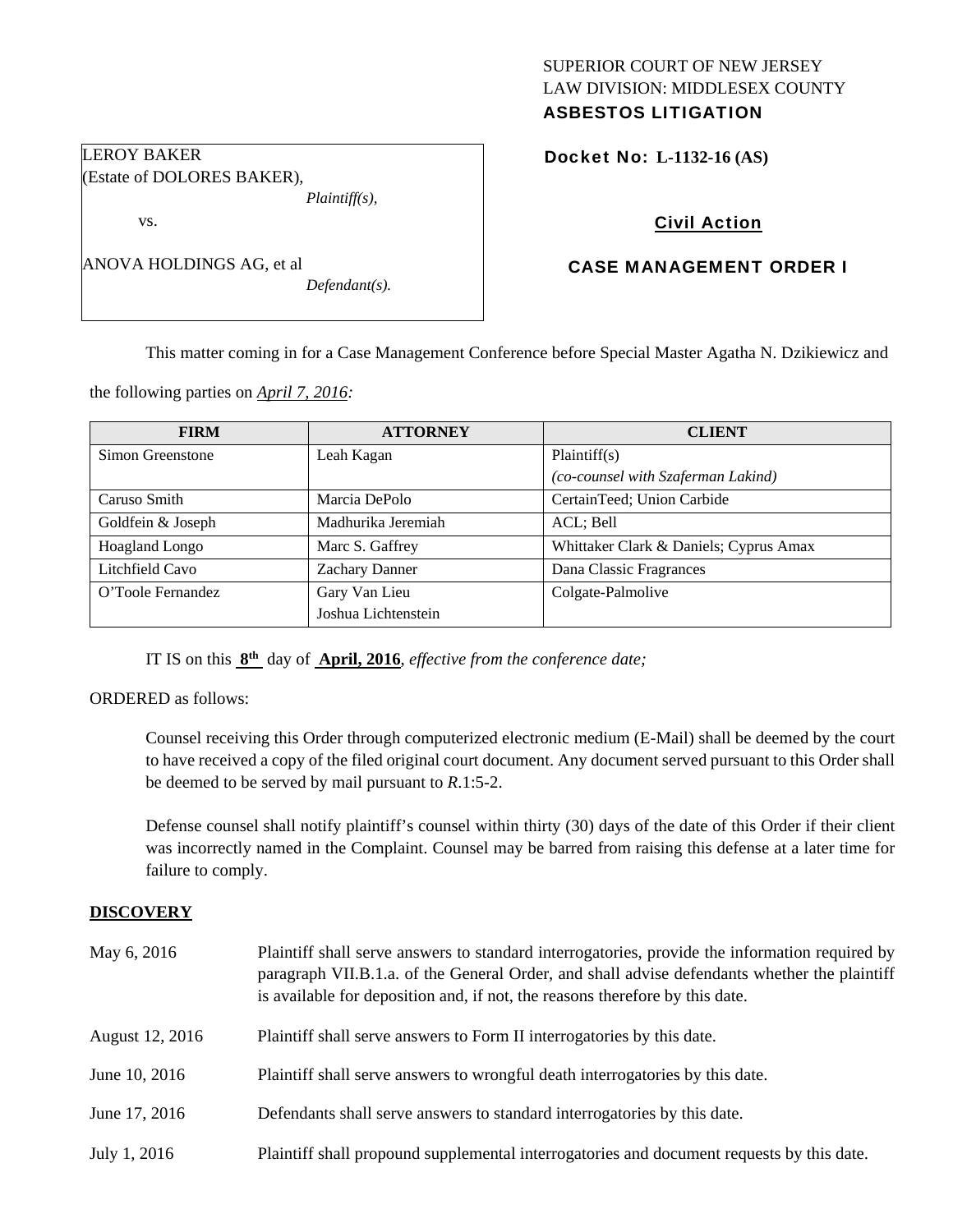SUPERIOR COURT OF NEW JERSEY
LAW DIVISION: MIDDLESEX COUNTY
**ASBESTOS LITIGATION**

LEROY BAKER
(Estate of DOLORES BAKER),
*Plaintiff(s),*

vs.

ANOVA HOLDINGS AG, et al
*Defendant(s).*

**Docket No: L-1132-16 (AS)**

**Civil Action**

**CASE MANAGEMENT ORDER I**

This matter coming in for a Case Management Conference before Special Master Agatha N. Dzikiewicz and the following parties on *April 7, 2016:*

| FIRM | ATTORNEY | CLIENT |
|---|---|---|
| Simon Greenstone | Leah Kagan | Plaintiff(s) *(co-counsel with Szaferman Lakind)* |
| Caruso Smith | Marcia DePolo | CertainTeed; Union Carbide |
| Goldfein & Joseph | Madhurika Jeremiah | ACL; Bell |
| Hoagland Longo | Marc S. Gaffrey | Whittaker Clark & Daniels; Cyprus Amax |
| Litchfield Cavo | Zachary Danner | Dana Classic Fragrances |
| O'Toole Fernandez | Gary Van Lieu Joshua Lichtenstein | Colgate-Palmolive |

IT IS on this **8th** day of **April, 2016**, *effective from the conference date;*

ORDERED as follows:

Counsel receiving this Order through computerized electronic medium (E-Mail) shall be deemed by the court to have received a copy of the filed original court document. Any document served pursuant to this Order shall be deemed to be served by mail pursuant to *R.*1:5-2.

Defense counsel shall notify plaintiff's counsel within thirty (30) days of the date of this Order if their client was incorrectly named in the Complaint. Counsel may be barred from raising this defense at a later time for failure to comply.

**DISCOVERY**

May 6, 2016 — Plaintiff shall serve answers to standard interrogatories, provide the information required by paragraph VII.B.1.a. of the General Order, and shall advise defendants whether the plaintiff is available for deposition and, if not, the reasons therefore by this date.

August 12, 2016 — Plaintiff shall serve answers to Form II interrogatories by this date.

June 10, 2016 — Plaintiff shall serve answers to wrongful death interrogatories by this date.

June 17, 2016 — Defendants shall serve answers to standard interrogatories by this date.

July 1, 2016 — Plaintiff shall propound supplemental interrogatories and document requests by this date.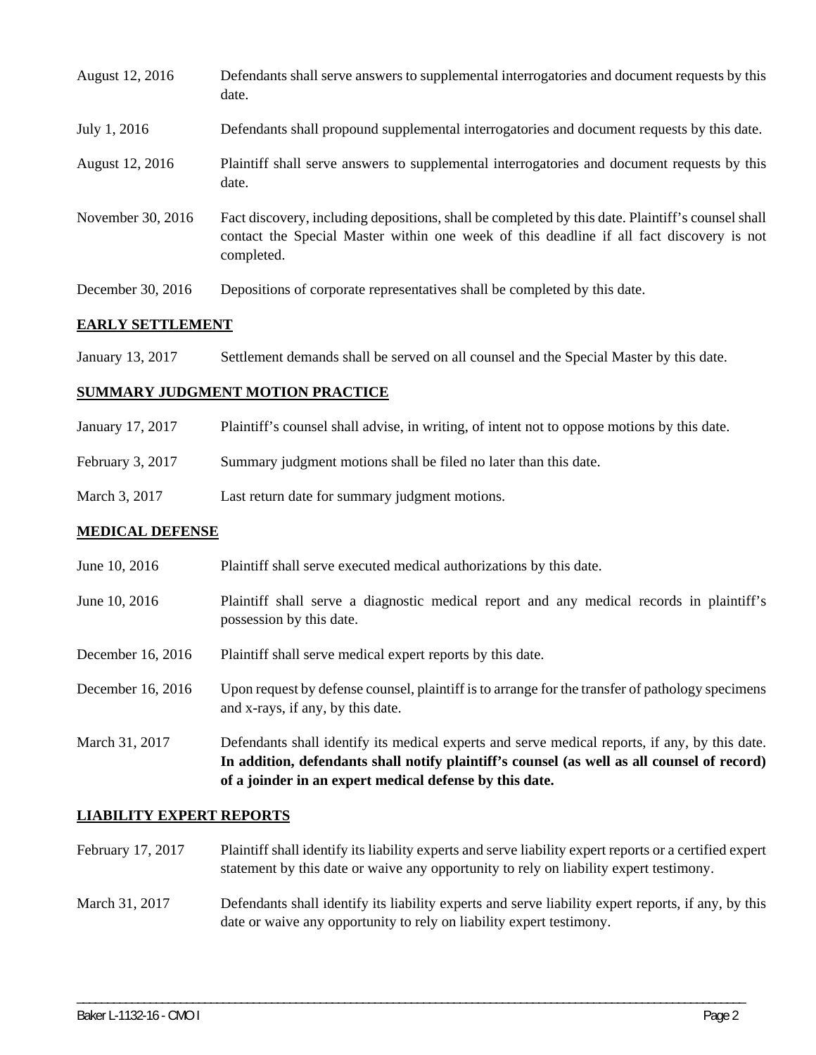| | |
|---|---|
| August 12, 2016 | Defendants shall serve answers to supplemental interrogatories and document requests by this date. |
| July 1, 2016 | Defendants shall propound supplemental interrogatories and document requests by this date. |
| August 12, 2016 | Plaintiff shall serve answers to supplemental interrogatories and document requests by this date. |
| November 30, 2016 | Fact discovery, including depositions, shall be completed by this date. Plaintiff's counsel shall contact the Special Master within one week of this deadline if all fact discovery is not completed. |
| December 30, 2016 | Depositions of corporate representatives shall be completed by this date. |

## EARLY SETTLEMENT

| | |
|---|---|
| January 13, 2017 | Settlement demands shall be served on all counsel and the Special Master by this date. |

## SUMMARY JUDGMENT MOTION PRACTICE

| | |
|---|---|
| January 17, 2017 | Plaintiff's counsel shall advise, in writing, of intent not to oppose motions by this date. |
| February 3, 2017 | Summary judgment motions shall be filed no later than this date. |
| March 3, 2017 | Last return date for summary judgment motions. |

## MEDICAL DEFENSE

| | |
|---|---|
| June 10, 2016 | Plaintiff shall serve executed medical authorizations by this date. |
| June 10, 2016 | Plaintiff shall serve a diagnostic medical report and any medical records in plaintiff's possession by this date. |
| December 16, 2016 | Plaintiff shall serve medical expert reports by this date. |
| December 16, 2016 | Upon request by defense counsel, plaintiff is to arrange for the transfer of pathology specimens and x-rays, if any, by this date. |
| March 31, 2017 | Defendants shall identify its medical experts and serve medical reports, if any, by this date. **In addition, defendants shall notify plaintiff's counsel (as well as all counsel of record) of a joinder in an expert medical defense by this date.** |

## LIABILITY EXPERT REPORTS

| | |
|---|---|
| February 17, 2017 | Plaintiff shall identify its liability experts and serve liability expert reports or a certified expert statement by this date or waive any opportunity to rely on liability expert testimony. |
| March 31, 2017 | Defendants shall identify its liability experts and serve liability expert reports, if any, by this date or waive any opportunity to rely on liability expert testimony. |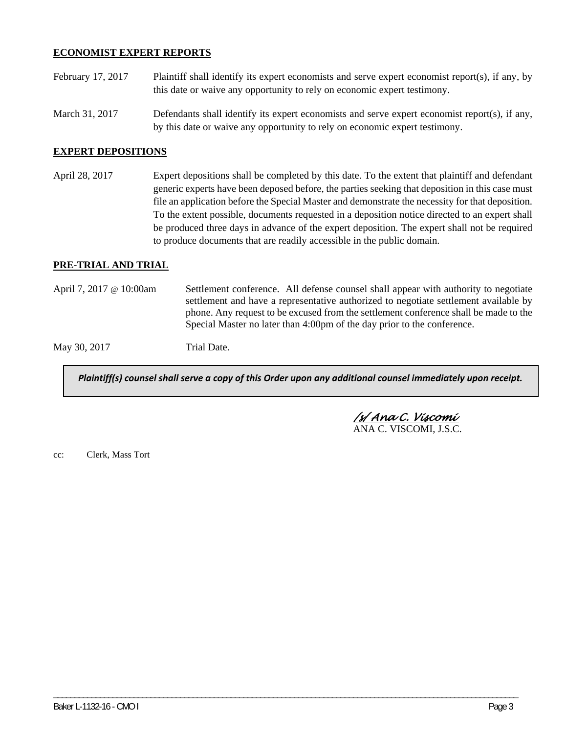**ECONOMIST EXPERT REPORTS**

| | |
|---|---|
| February 17, 2017 | Plaintiff shall identify its expert economists and serve expert economist report(s), if any, by this date or waive any opportunity to rely on economic expert testimony. |
| March 31, 2017 | Defendants shall identify its expert economists and serve expert economist report(s), if any, by this date or waive any opportunity to rely on economic expert testimony. |

**EXPERT DEPOSITIONS**

| | |
|---|---|
| April 28, 2017 | Expert depositions shall be completed by this date. To the extent that plaintiff and defendant generic experts have been deposed before, the parties seeking that deposition in this case must file an application before the Special Master and demonstrate the necessity for that deposition. To the extent possible, documents requested in a deposition notice directed to an expert shall be produced three days in advance of the expert deposition. The expert shall not be required to produce documents that are readily accessible in the public domain. |

**PRE-TRIAL AND TRIAL**

| | |
|---|---|
| April 7, 2017 @ 10:00am | Settlement conference. All defense counsel shall appear with authority to negotiate settlement and have a representative authorized to negotiate settlement available by phone. Any request to be excused from the settlement conference shall be made to the Special Master no later than 4:00pm of the day prior to the conference. |
| May 30, 2017 | Trial Date. |

***Plaintiff(s) counsel shall serve a copy of this Order upon any additional counsel immediately upon receipt.***

*/s/ Ana C. Viscomi*
ANA C. VISCOMI, J.S.C.

cc: Clerk, Mass Tort